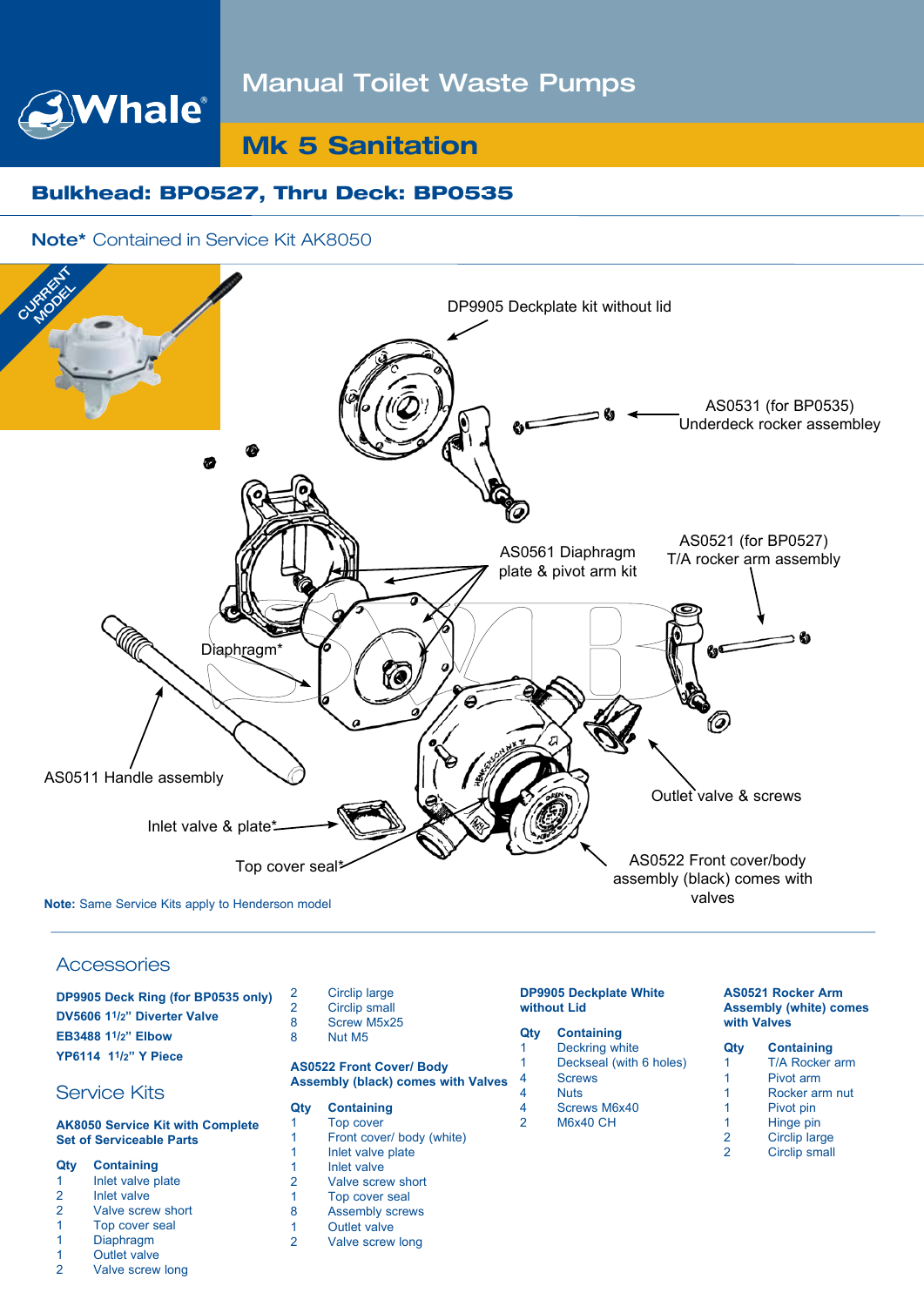# Manual Toilet Waste Pumps

## Mk 5 Sanitation

### Bulkhead: BP0527, Thru Deck: BP0535

**Note*** Contained in Service Kit AK8050

CURRENT MODEL

DP9905 Deckplate kit without lid

AS0531 (for BP0535) Underdeck rocker assembley

AS0561 Diaphragm plate & pivot arm kit

AS0521 (for BP0527) T/A rocker arm assembly

Diaphragm*

AS0511 Handle assembly

Outlet valve & screws

Inlet valve & plate*

Top cover seal*

AS0522 Front cover/body assembly (black) comes with valves

**Note:** Same Service Kits apply to Henderson model

## Accessories

**DP9905 Deck Ring (for BP0535 only)**
**DV5606 1½" Diverter Valve**
**EB3488 1½" Elbow**
**YP6114 1½" Y Piece**

## Service Kits

**AK8050 Service Kit with Complete Set of Serviceable Parts**

| Qty | Containing |
|---|---|
| 1 | Inlet valve plate |
| 2 | Inlet valve |
| 2 | Valve screw short |
| 1 | Top cover seal |
| 1 | Diaphragm |
| 1 | Outlet valve |
| 2 | Valve screw long |
| 2 | Circlip large |
| 2 | Circlip small |
| 8 | Screw M5x25 |
| 8 | Nut M5 |

**AS0522 Front Cover/ Body Assembly (black) comes with Valves**

| Qty | Containing |
|---|---|
| 1 | Top cover |
| 1 | Front cover/ body (white) |
| 1 | Inlet valve plate |
| 1 | Inlet valve |
| 2 | Valve screw short |
| 1 | Top cover seal |
| 8 | Assembly screws |
| 1 | Outlet valve |
| 2 | Valve screw long |

**DP9905 Deckplate White without Lid**

| Qty | Containing |
|---|---|
| 1 | Deckring white |
| 1 | Deckseal (with 6 holes) |
| 4 | Screws |
| 4 | Nuts |
| 4 | Screws M6x40 |
| 2 | M6x40 CH |

**AS0521 Rocker Arm Assembly (white) comes with Valves**

| Qty | Containing |
|---|---|
| 1 | T/A Rocker arm |
| 1 | Pivot arm |
| 1 | Rocker arm nut |
| 1 | Pivot pin |
| 1 | Hinge pin |
| 2 | Circlip large |
| 2 | Circlip small |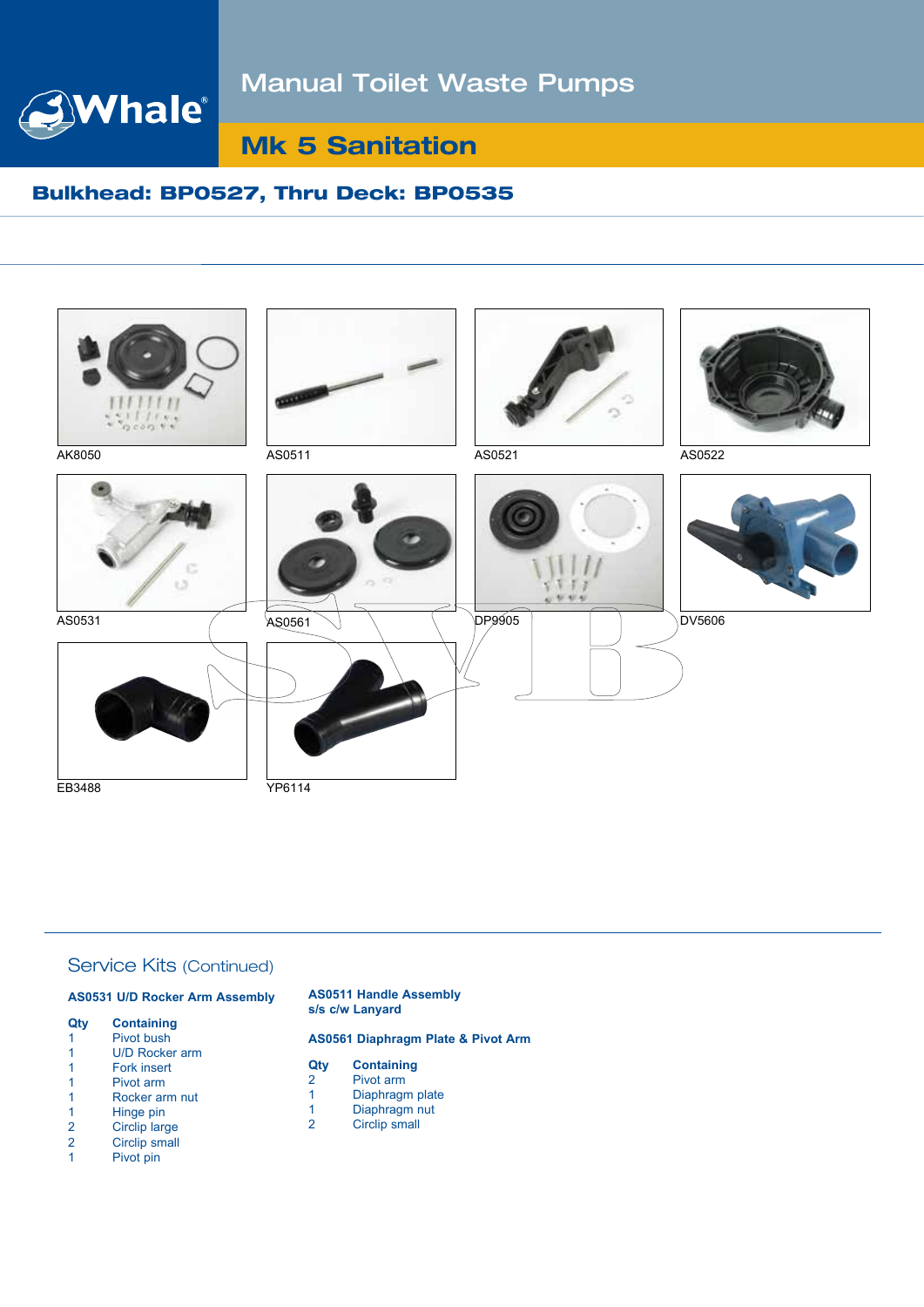# Manual Toilet Waste Pumps

## Mk 5 Sanitation

### Bulkhead: BP0527, Thru Deck: BP0535

AK8050

AS0511

AS0521

AS0522

AS0531

AS0561

DP9905

DV5606

EB3488

YP6114

## Service Kits (Continued)

**AS0531 U/D Rocker Arm Assembly**

| Qty | Containing |
|---|---|
| 1 | Pivot bush |
| 1 | U/D Rocker arm |
| 1 | Fork insert |
| 1 | Pivot arm |
| 1 | Rocker arm nut |
| 1 | Hinge pin |
| 2 | Circlip large |
| 2 | Circlip small |
| 1 | Pivot pin |

**AS0511 Handle Assembly s/s c/w Lanyard**

**AS0561 Diaphragm Plate & Pivot Arm**

| Qty | Containing |
|---|---|
| 2 | Pivot arm |
| 1 | Diaphragm plate |
| 1 | Diaphragm nut |
| 2 | Circlip small |